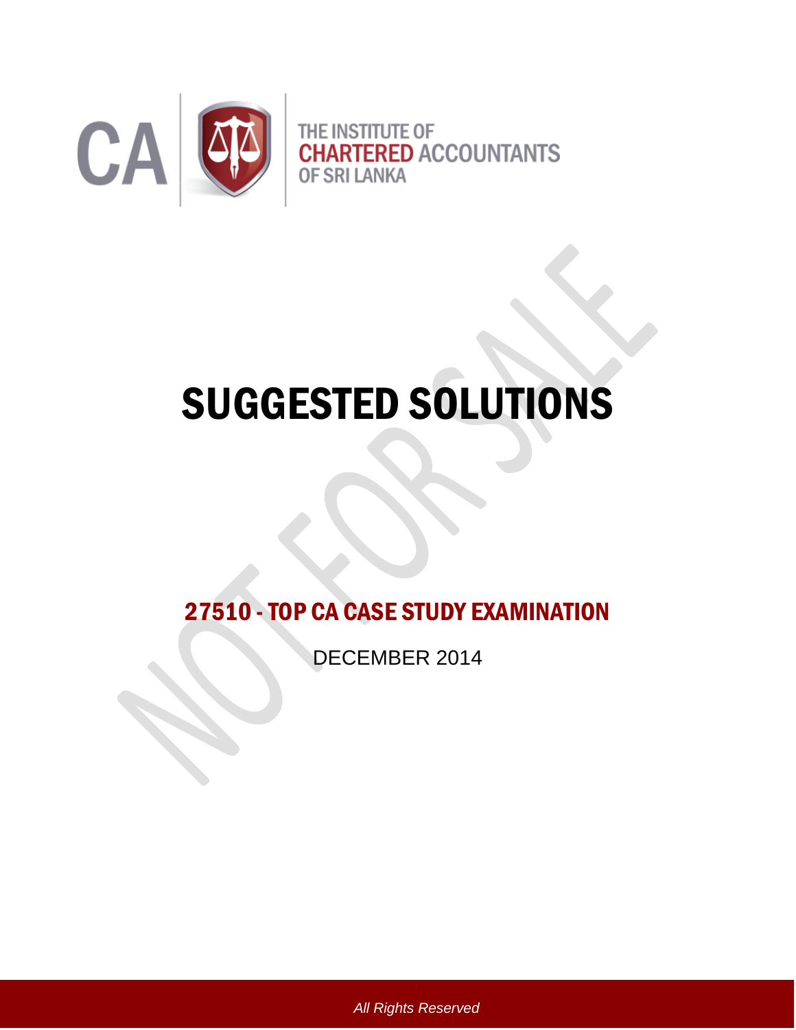THE INSTITUTE OF
CHARTERED ACCOUNTANTS
OF SRI LANKA

# SUGGESTED SOLUTIONS

## 27510 - TOP CA CASE STUDY EXAMINATION

DECEMBER 2014

*All Rights Reserved*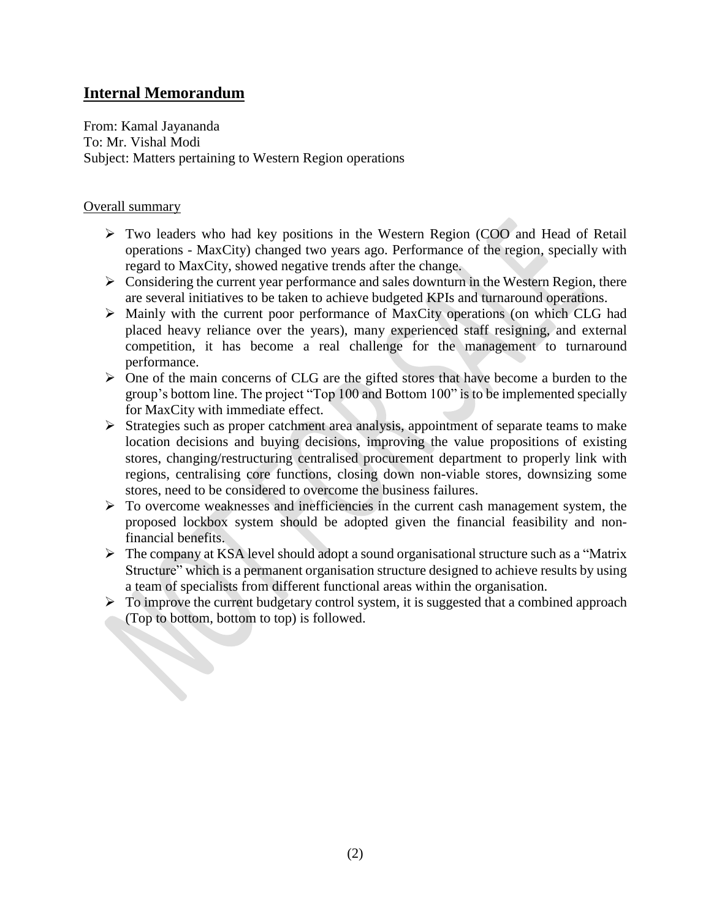## Internal Memorandum

From: Kamal Jayananda
To: Mr. Vishal Modi
Subject: Matters pertaining to Western Region operations

Overall summary

- Two leaders who had key positions in the Western Region (COO and Head of Retail operations - MaxCity) changed two years ago. Performance of the region, specially with regard to MaxCity, showed negative trends after the change.
- Considering the current year performance and sales downturn in the Western Region, there are several initiatives to be taken to achieve budgeted KPIs and turnaround operations.
- Mainly with the current poor performance of MaxCity operations (on which CLG had placed heavy reliance over the years), many experienced staff resigning, and external competition, it has become a real challenge for the management to turnaround performance.
- One of the main concerns of CLG are the gifted stores that have become a burden to the group's bottom line. The project "Top 100 and Bottom 100" is to be implemented specially for MaxCity with immediate effect.
- Strategies such as proper catchment area analysis, appointment of separate teams to make location decisions and buying decisions, improving the value propositions of existing stores, changing/restructuring centralised procurement department to properly link with regions, centralising core functions, closing down non-viable stores, downsizing some stores, need to be considered to overcome the business failures.
- To overcome weaknesses and inefficiencies in the current cash management system, the proposed lockbox system should be adopted given the financial feasibility and non-financial benefits.
- The company at KSA level should adopt a sound organisational structure such as a "Matrix Structure" which is a permanent organisation structure designed to achieve results by using a team of specialists from different functional areas within the organisation.
- To improve the current budgetary control system, it is suggested that a combined approach (Top to bottom, bottom to top) is followed.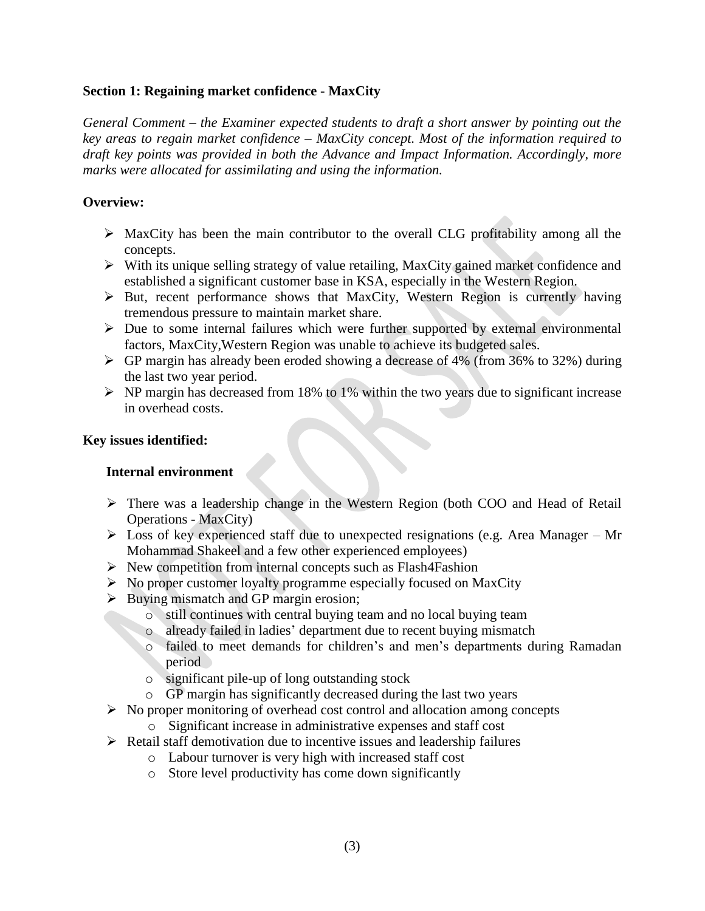**Section 1: Regaining market confidence - MaxCity**

*General Comment – the Examiner expected students to draft a short answer by pointing out the key areas to regain market confidence – MaxCity concept. Most of the information required to draft key points was provided in both the Advance and Impact Information. Accordingly, more marks were allocated for assimilating and using the information.*

**Overview:**

- MaxCity has been the main contributor to the overall CLG profitability among all the concepts.
- With its unique selling strategy of value retailing, MaxCity gained market confidence and established a significant customer base in KSA, especially in the Western Region.
- But, recent performance shows that MaxCity, Western Region is currently having tremendous pressure to maintain market share.
- Due to some internal failures which were further supported by external environmental factors, MaxCity,Western Region was unable to achieve its budgeted sales.
- GP margin has already been eroded showing a decrease of 4% (from 36% to 32%) during the last two year period.
- NP margin has decreased from 18% to 1% within the two years due to significant increase in overhead costs.

**Key issues identified:**

**Internal environment**

- There was a leadership change in the Western Region (both COO and Head of Retail Operations - MaxCity)
- Loss of key experienced staff due to unexpected resignations (e.g. Area Manager – Mr Mohammad Shakeel and a few other experienced employees)
- New competition from internal concepts such as Flash4Fashion
- No proper customer loyalty programme especially focused on MaxCity
- Buying mismatch and GP margin erosion;
  - still continues with central buying team and no local buying team
  - already failed in ladies' department due to recent buying mismatch
  - failed to meet demands for children's and men's departments during Ramadan period
  - significant pile-up of long outstanding stock
  - GP margin has significantly decreased during the last two years
- No proper monitoring of overhead cost control and allocation among concepts
  - Significant increase in administrative expenses and staff cost
- Retail staff demotivation due to incentive issues and leadership failures
  - Labour turnover is very high with increased staff cost
  - Store level productivity has come down significantly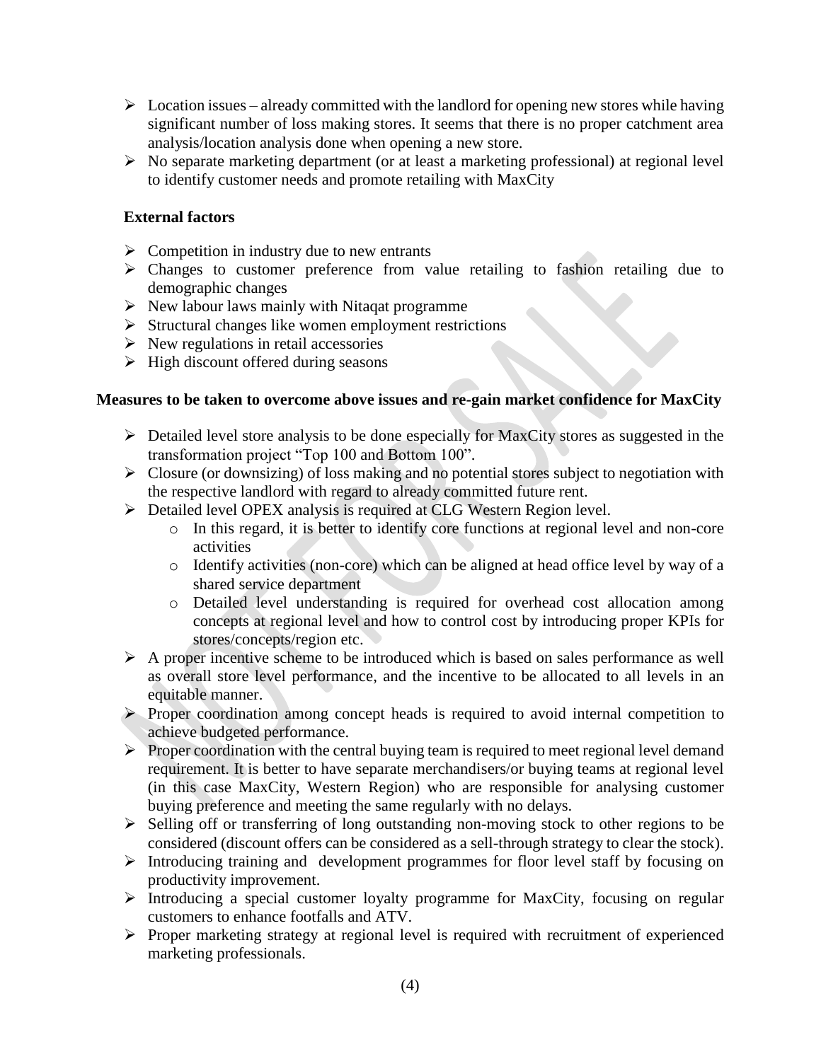- Location issues – already committed with the landlord for opening new stores while having significant number of loss making stores. It seems that there is no proper catchment area analysis/location analysis done when opening a new store.
- No separate marketing department (or at least a marketing professional) at regional level to identify customer needs and promote retailing with MaxCity

**External factors**

- Competition in industry due to new entrants
- Changes to customer preference from value retailing to fashion retailing due to demographic changes
- New labour laws mainly with Nitaqat programme
- Structural changes like women employment restrictions
- New regulations in retail accessories
- High discount offered during seasons

**Measures to be taken to overcome above issues and re-gain market confidence for MaxCity**

- Detailed level store analysis to be done especially for MaxCity stores as suggested in the transformation project "Top 100 and Bottom 100".
- Closure (or downsizing) of loss making and no potential stores subject to negotiation with the respective landlord with regard to already committed future rent.
- Detailed level OPEX analysis is required at CLG Western Region level.
    - In this regard, it is better to identify core functions at regional level and non-core activities
    - Identify activities (non-core) which can be aligned at head office level by way of a shared service department
    - Detailed level understanding is required for overhead cost allocation among concepts at regional level and how to control cost by introducing proper KPIs for stores/concepts/region etc.
- A proper incentive scheme to be introduced which is based on sales performance as well as overall store level performance, and the incentive to be allocated to all levels in an equitable manner.
- Proper coordination among concept heads is required to avoid internal competition to achieve budgeted performance.
- Proper coordination with the central buying team is required to meet regional level demand requirement. It is better to have separate merchandisers/or buying teams at regional level (in this case MaxCity, Western Region) who are responsible for analysing customer buying preference and meeting the same regularly with no delays.
- Selling off or transferring of long outstanding non-moving stock to other regions to be considered (discount offers can be considered as a sell-through strategy to clear the stock).
- Introducing training and development programmes for floor level staff by focusing on productivity improvement.
- Introducing a special customer loyalty programme for MaxCity, focusing on regular customers to enhance footfalls and ATV.
- Proper marketing strategy at regional level is required with recruitment of experienced marketing professionals.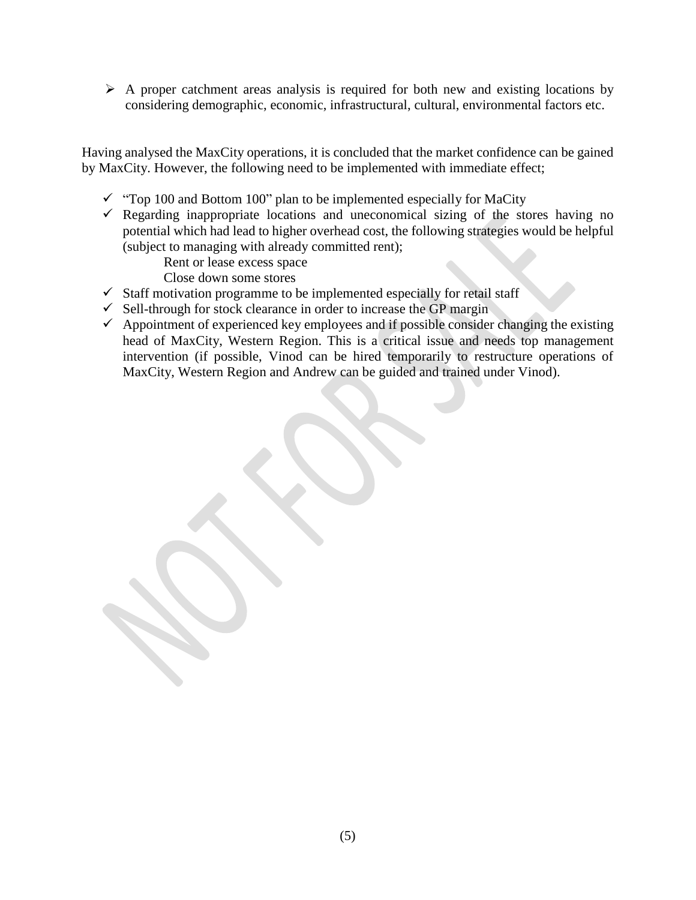- A proper catchment areas analysis is required for both new and existing locations by considering demographic, economic, infrastructural, cultural, environmental factors etc.

Having analysed the MaxCity operations, it is concluded that the market confidence can be gained by MaxCity. However, the following need to be implemented with immediate effect;

- "Top 100 and Bottom 100" plan to be implemented especially for MaCity
- Regarding inappropriate locations and uneconomical sizing of the stores having no potential which had lead to higher overhead cost, the following strategies would be helpful (subject to managing with already committed rent);
  - Rent or lease excess space
  - Close down some stores
- Staff motivation programme to be implemented especially for retail staff
- Sell-through for stock clearance in order to increase the GP margin
- Appointment of experienced key employees and if possible consider changing the existing head of MaxCity, Western Region. This is a critical issue and needs top management intervention (if possible, Vinod can be hired temporarily to restructure operations of MaxCity, Western Region and Andrew can be guided and trained under Vinod).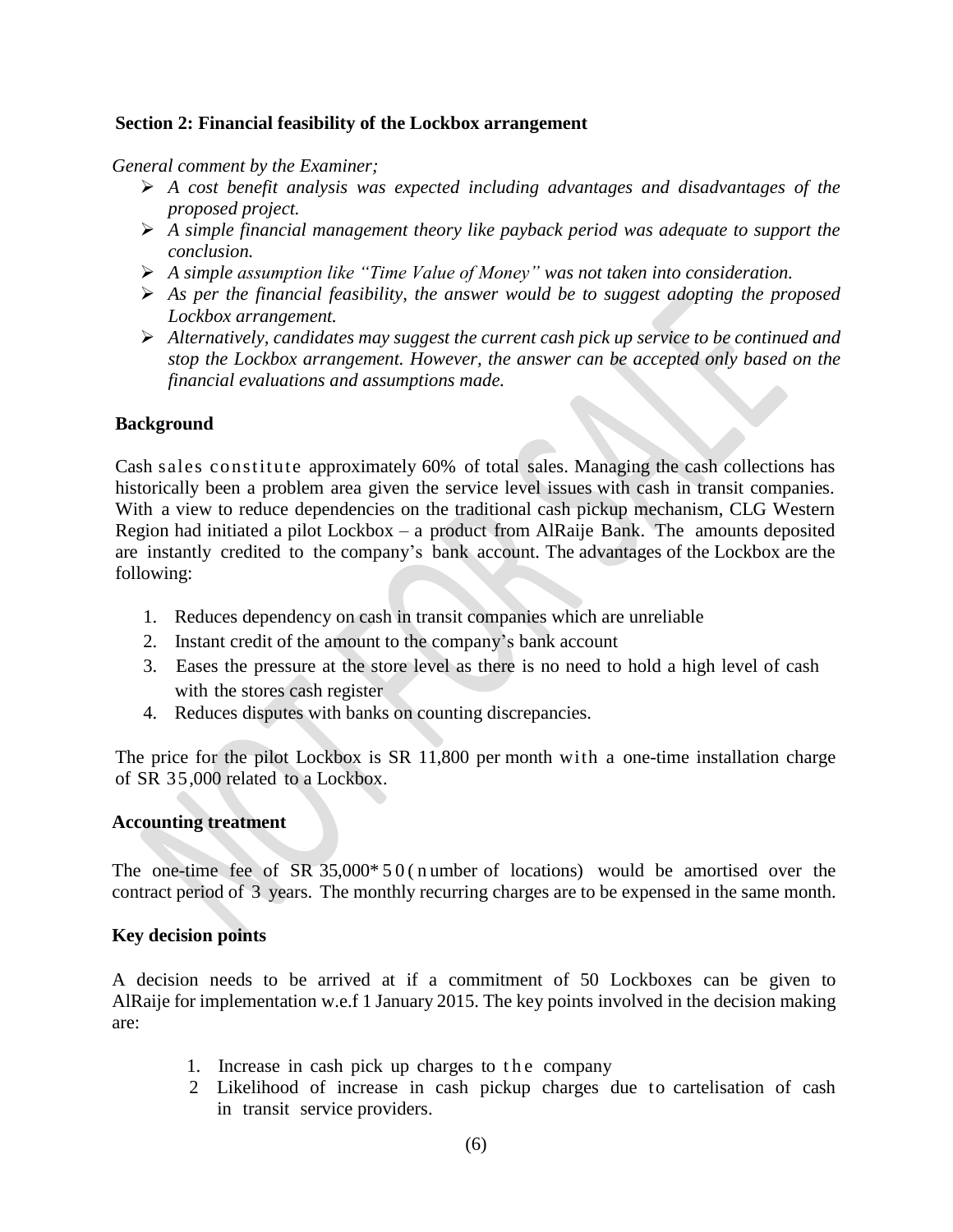**Section 2: Financial feasibility of the Lockbox arrangement**

*General comment by the Examiner;*

- *A cost benefit analysis was expected including advantages and disadvantages of the proposed project.*
- *A simple financial management theory like payback period was adequate to support the conclusion.*
- *A simple assumption like "Time Value of Money" was not taken into consideration.*
- *As per the financial feasibility, the answer would be to suggest adopting the proposed Lockbox arrangement.*
- *Alternatively, candidates may suggest the current cash pick up service to be continued and stop the Lockbox arrangement. However, the answer can be accepted only based on the financial evaluations and assumptions made.*

**Background**

Cash sales constitute approximately 60% of total sales. Managing the cash collections has historically been a problem area given the service level issues with cash in transit companies. With a view to reduce dependencies on the traditional cash pickup mechanism, CLG Western Region had initiated a pilot Lockbox – a product from AlRaije Bank. The amounts deposited are instantly credited to the company's bank account. The advantages of the Lockbox are the following:

1. Reduces dependency on cash in transit companies which are unreliable
2. Instant credit of the amount to the company's bank account
3. Eases the pressure at the store level as there is no need to hold a high level of cash with the stores cash register
4. Reduces disputes with banks on counting discrepancies.

The price for the pilot Lockbox is SR 11,800 per month with a one-time installation charge of SR 35,000 related to a Lockbox.

**Accounting treatment**

The one-time fee of SR 35,000* 50 (number of locations) would be amortised over the contract period of 3 years. The monthly recurring charges are to be expensed in the same month.

**Key decision points**

A decision needs to be arrived at if a commitment of 50 Lockboxes can be given to AlRaije for implementation w.e.f 1 January 2015. The key points involved in the decision making are:

1. Increase in cash pick up charges to the company
2. Likelihood of increase in cash pickup charges due to cartelisation of cash in transit service providers.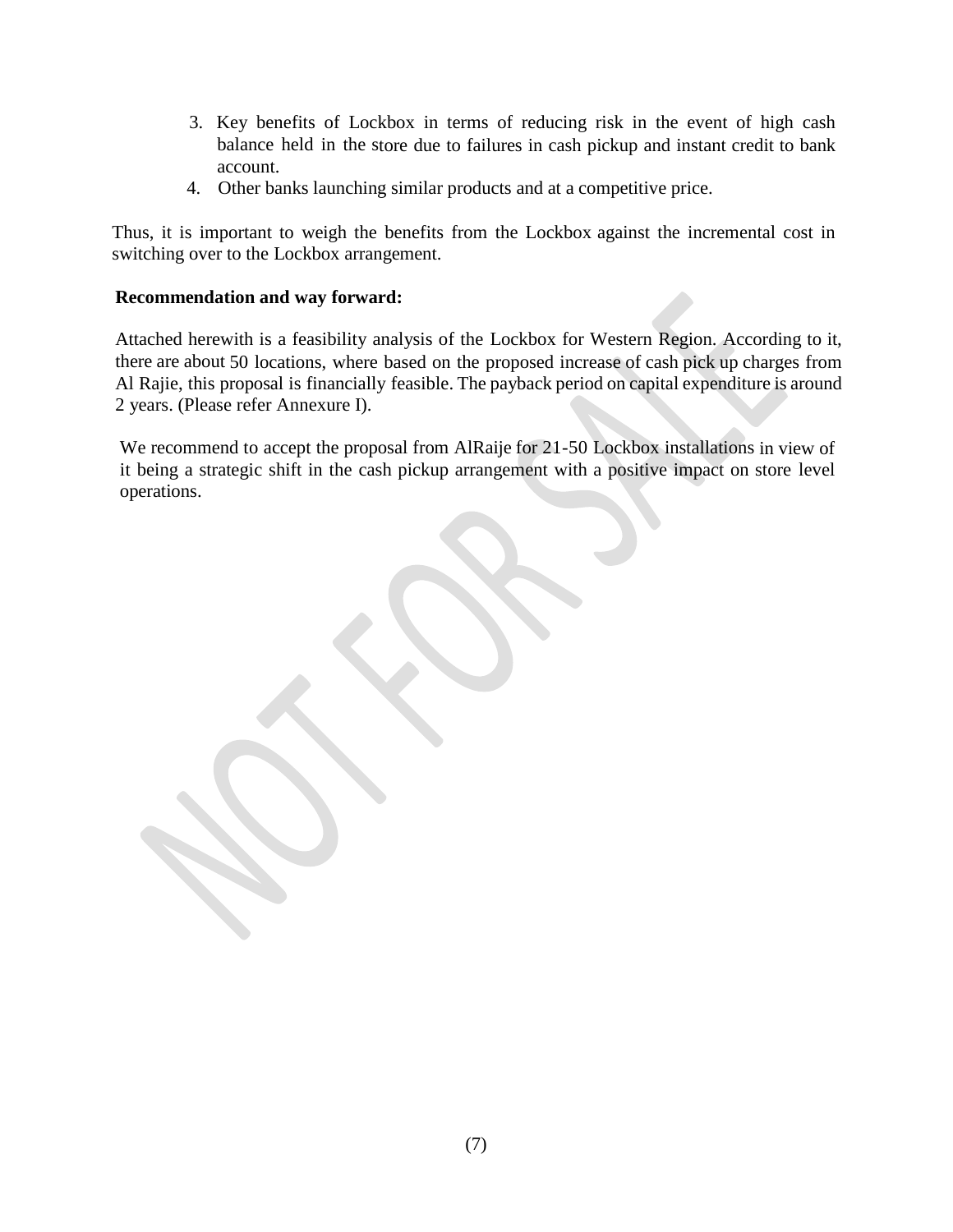3. Key benefits of Lockbox in terms of reducing risk in the event of high cash balance held in the store due to failures in cash pickup and instant credit to bank account.
4. Other banks launching similar products and at a competitive price.

Thus, it is important to weigh the benefits from the Lockbox against the incremental cost in switching over to the Lockbox arrangement.

**Recommendation and way forward:**

Attached herewith is a feasibility analysis of the Lockbox for Western Region. According to it, there are about 50 locations, where based on the proposed increase of cash pick up charges from Al Rajie, this proposal is financially feasible. The payback period on capital expenditure is around 2 years. (Please refer Annexure I).

We recommend to accept the proposal from AlRaije for 21-50 Lockbox installations in view of it being a strategic shift in the cash pickup arrangement with a positive impact on store level operations.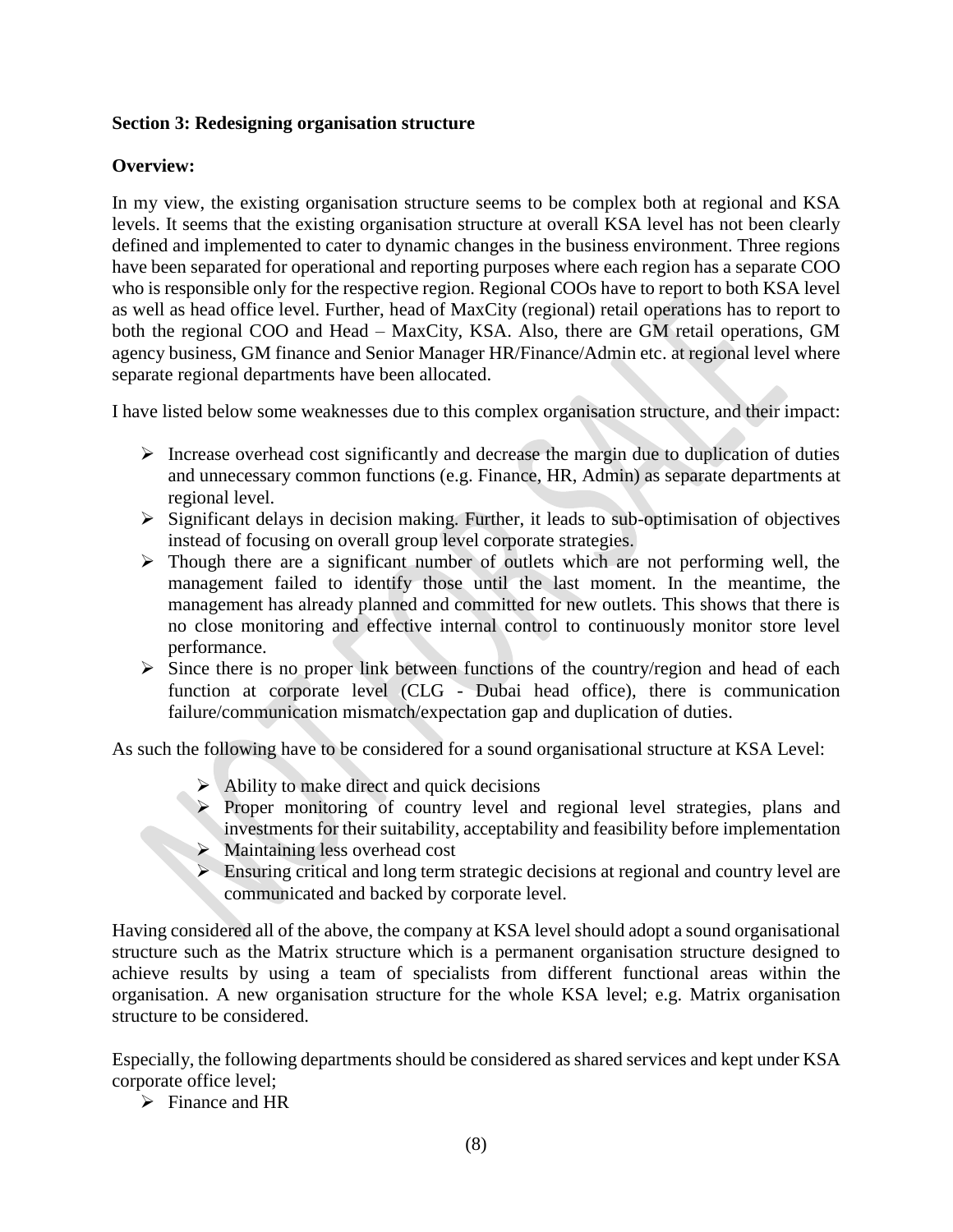**Section 3: Redesigning organisation structure**

**Overview:**

In my view, the existing organisation structure seems to be complex both at regional and KSA levels. It seems that the existing organisation structure at overall KSA level has not been clearly defined and implemented to cater to dynamic changes in the business environment. Three regions have been separated for operational and reporting purposes where each region has a separate COO who is responsible only for the respective region. Regional COOs have to report to both KSA level as well as head office level. Further, head of MaxCity (regional) retail operations has to report to both the regional COO and Head – MaxCity, KSA. Also, there are GM retail operations, GM agency business, GM finance and Senior Manager HR/Finance/Admin etc. at regional level where separate regional departments have been allocated.

I have listed below some weaknesses due to this complex organisation structure, and their impact:

- Increase overhead cost significantly and decrease the margin due to duplication of duties and unnecessary common functions (e.g. Finance, HR, Admin) as separate departments at regional level.
- Significant delays in decision making. Further, it leads to sub-optimisation of objectives instead of focusing on overall group level corporate strategies.
- Though there are a significant number of outlets which are not performing well, the management failed to identify those until the last moment. In the meantime, the management has already planned and committed for new outlets. This shows that there is no close monitoring and effective internal control to continuously monitor store level performance.
- Since there is no proper link between functions of the country/region and head of each function at corporate level (CLG - Dubai head office), there is communication failure/communication mismatch/expectation gap and duplication of duties.

As such the following have to be considered for a sound organisational structure at KSA Level:

- Ability to make direct and quick decisions
- Proper monitoring of country level and regional level strategies, plans and investments for their suitability, acceptability and feasibility before implementation
- Maintaining less overhead cost
- Ensuring critical and long term strategic decisions at regional and country level are communicated and backed by corporate level.

Having considered all of the above, the company at KSA level should adopt a sound organisational structure such as the Matrix structure which is a permanent organisation structure designed to achieve results by using a team of specialists from different functional areas within the organisation. A new organisation structure for the whole KSA level; e.g. Matrix organisation structure to be considered.

Especially, the following departments should be considered as shared services and kept under KSA corporate office level;

- Finance and HR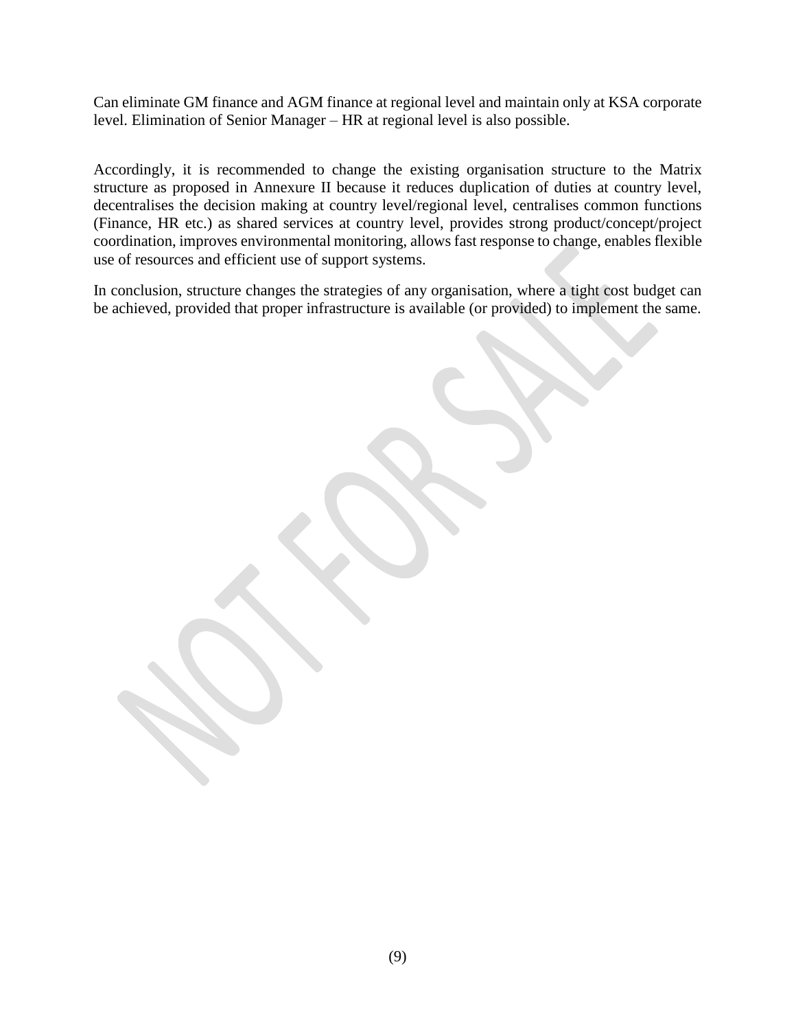Can eliminate GM finance and AGM finance at regional level and maintain only at KSA corporate level. Elimination of Senior Manager – HR at regional level is also possible.

Accordingly, it is recommended to change the existing organisation structure to the Matrix structure as proposed in Annexure II because it reduces duplication of duties at country level, decentralises the decision making at country level/regional level, centralises common functions (Finance, HR etc.) as shared services at country level, provides strong product/concept/project coordination, improves environmental monitoring, allows fast response to change, enables flexible use of resources and efficient use of support systems.

In conclusion, structure changes the strategies of any organisation, where a tight cost budget can be achieved, provided that proper infrastructure is available (or provided) to implement the same.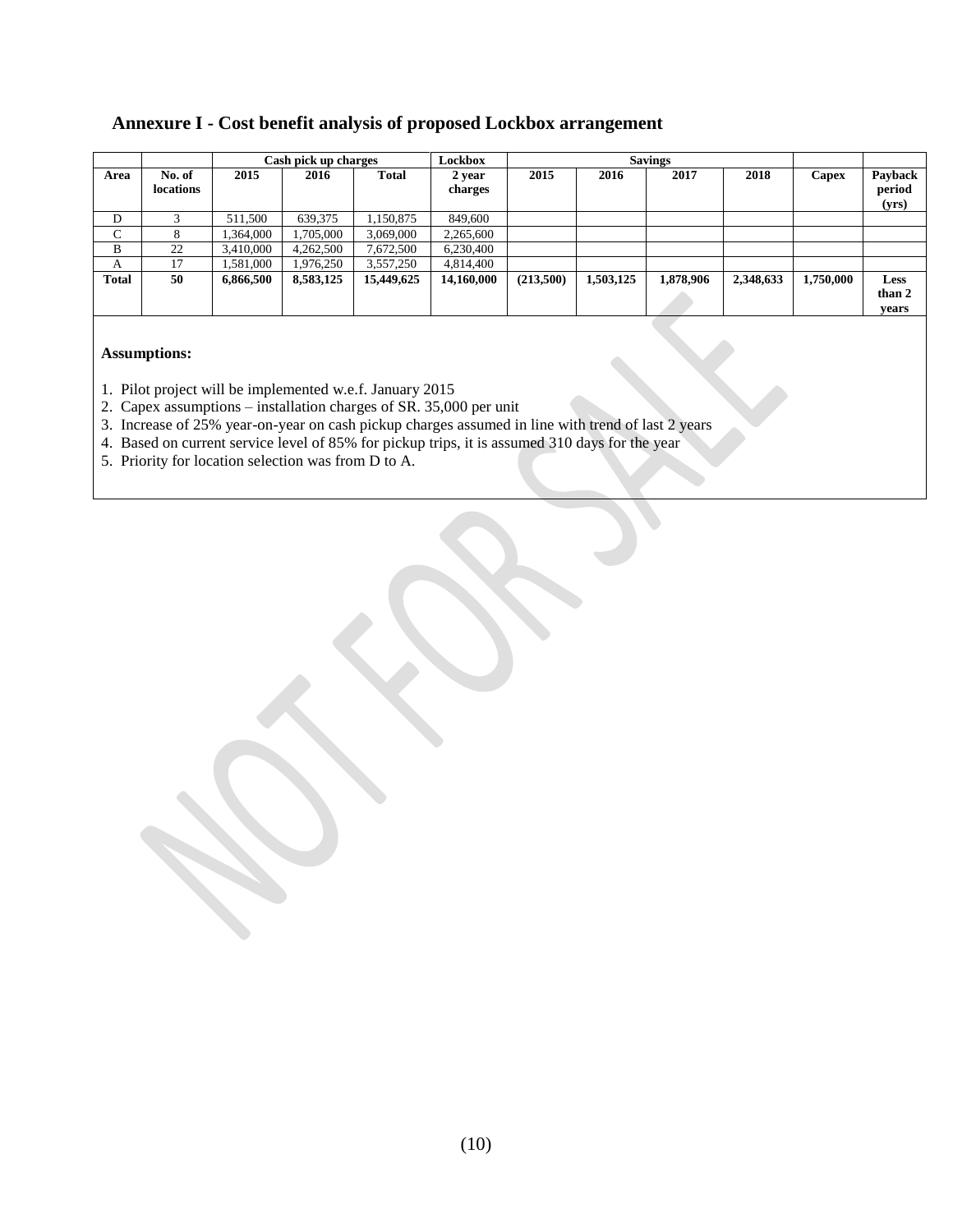## Annexure I - Cost benefit analysis of proposed Lockbox arrangement

| | | Cash pick up charges | | | Lockbox | Savings | | | | | |
|---|---|---|---|---|---|---|---|---|---|---|---|
| **Area** | **No. of locations** | **2015** | **2016** | **Total** | **2 year charges** | **2015** | **2016** | **2017** | **2018** | **Capex** | **Payback period (yrs)** |
| D | 3 | 511,500 | 639,375 | 1,150,875 | 849,600 | | | | | | |
| C | 8 | 1,364,000 | 1,705,000 | 3,069,000 | 2,265,600 | | | | | | |
| B | 22 | 3,410,000 | 4,262,500 | 7,672,500 | 6,230,400 | | | | | | |
| A | 17 | 1,581,000 | 1,976,250 | 3,557,250 | 4,814,400 | | | | | | |
| **Total** | **50** | **6,866,500** | **8,583,125** | **15,449,625** | **14,160,000** | **(213,500)** | **1,503,125** | **1,878,906** | **2,348,633** | **1,750,000** | **Less than 2 years** |

**Assumptions:**

1. Pilot project will be implemented w.e.f. January 2015
2. Capex assumptions – installation charges of SR. 35,000 per unit
3. Increase of 25% year-on-year on cash pickup charges assumed in line with trend of last 2 years
4. Based on current service level of 85% for pickup trips, it is assumed 310 days for the year
5. Priority for location selection was from D to A.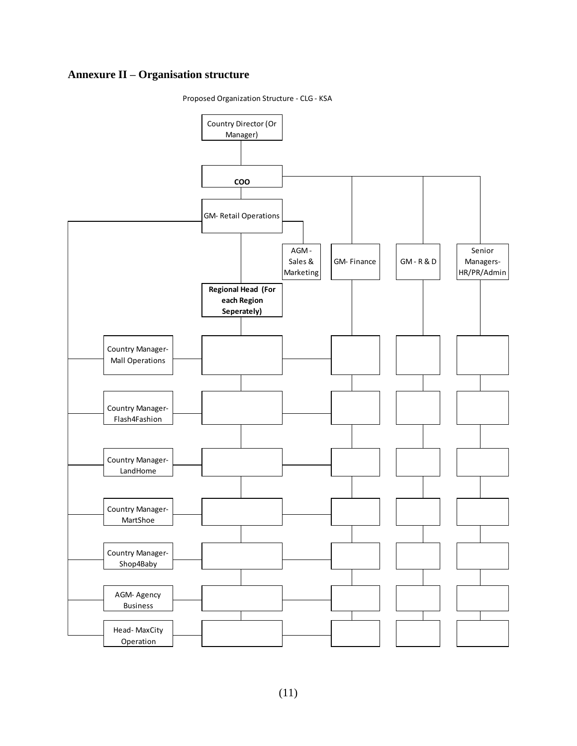## Annexure II – Organisation structure

Proposed Organization Structure - CLG - KSA

- Country Director (Or Manager)
  - COO
    - GM- Retail Operations
      - AGM - Sales & Marketing
      - Regional Head (For each Region Seperately)
      - Country Manager- Mall Operations
      - Country Manager- Flash4Fashion
      - Country Manager- LandHome
      - Country Manager- MartShoe
      - Country Manager- Shop4Baby
      - AGM- Agency Business
      - Head- MaxCity Operation
    - GM- Finance
    - GM - R & D
    - Senior Managers- HR/PR/Admin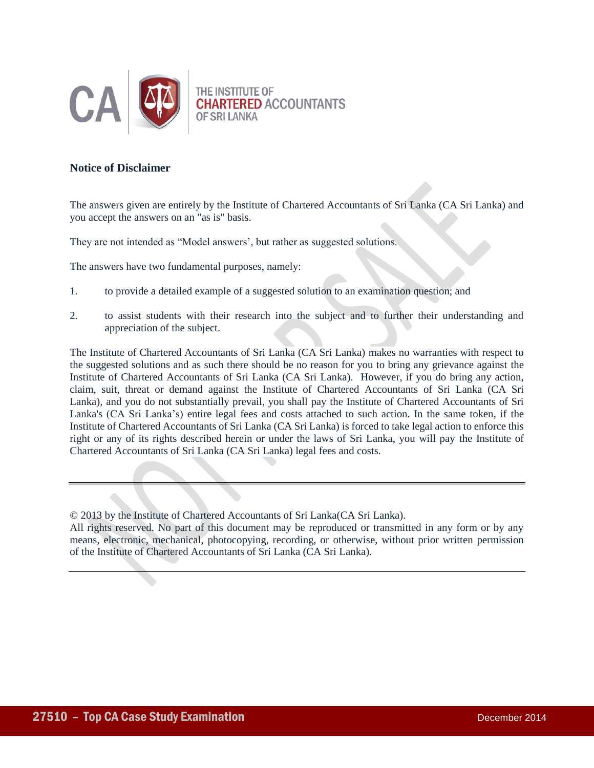THE INSTITUTE OF CHARTERED ACCOUNTANTS OF SRI LANKA

**Notice of Disclaimer**

The answers given are entirely by the Institute of Chartered Accountants of Sri Lanka (CA Sri Lanka) and you accept the answers on an "as is" basis.

They are not intended as "Model answers', but rather as suggested solutions.

The answers have two fundamental purposes, namely:

1. to provide a detailed example of a suggested solution to an examination question; and

2. to assist students with their research into the subject and to further their understanding and appreciation of the subject.

The Institute of Chartered Accountants of Sri Lanka (CA Sri Lanka) makes no warranties with respect to the suggested solutions and as such there should be no reason for you to bring any grievance against the Institute of Chartered Accountants of Sri Lanka (CA Sri Lanka). However, if you do bring any action, claim, suit, threat or demand against the Institute of Chartered Accountants of Sri Lanka (CA Sri Lanka), and you do not substantially prevail, you shall pay the Institute of Chartered Accountants of Sri Lanka's (CA Sri Lanka's) entire legal fees and costs attached to such action. In the same token, if the Institute of Chartered Accountants of Sri Lanka (CA Sri Lanka) is forced to take legal action to enforce this right or any of its rights described herein or under the laws of Sri Lanka, you will pay the Institute of Chartered Accountants of Sri Lanka (CA Sri Lanka) legal fees and costs.

---

© 2013 by the Institute of Chartered Accountants of Sri Lanka(CA Sri Lanka).
All rights reserved. No part of this document may be reproduced or transmitted in any form or by any means, electronic, mechanical, photocopying, recording, or otherwise, without prior written permission of the Institute of Chartered Accountants of Sri Lanka (CA Sri Lanka).

---

27510 – Top CA Case Study Examination December 2014